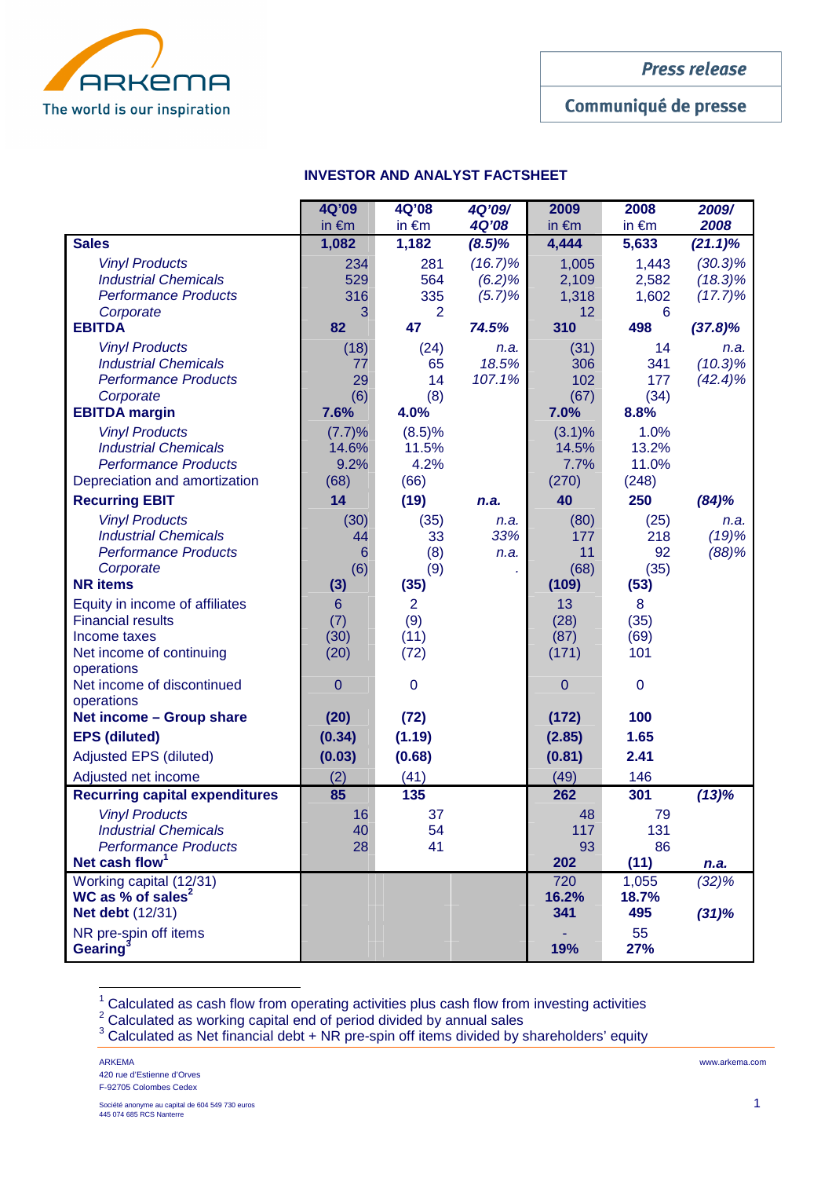ARKEMA
The world is our inspiration

Press release

Communiqué de presse

## INVESTOR AND ANALYST FACTSHEET

| | 4Q'09 in €m | 4Q'08 in €m | *4Q'09/ 4Q'08* | 2009 in €m | 2008 in €m | *2009/ 2008* |
|---|---|---|---|---|---|---|
| **Sales** | **1,082** | **1,182** | ***(8.5)%*** | **4,444** | **5,633** | ***(21.1)%*** |
| *Vinyl Products* | 234 | 281 | *(16.7)%* | 1,005 | 1,443 | *(30.3)%* |
| *Industrial Chemicals* | 529 | 564 | *(6.2)%* | 2,109 | 2,582 | *(18.3)%* |
| *Performance Products* | 316 | 335 | *(5.7)%* | 1,318 | 1,602 | *(17.7)%* |
| *Corporate* | 3 | 2 | | 12 | 6 | |
| **EBITDA** | **82** | **47** | ***74.5%*** | **310** | **498** | ***(37.8)%*** |
| *Vinyl Products* | (18) | (24) | *n.a.* | (31) | 14 | *n.a.* |
| *Industrial Chemicals* | 77 | 65 | *18.5%* | 306 | 341 | *(10.3)%* |
| *Performance Products* | 29 | 14 | *107.1%* | 102 | 177 | *(42.4)%* |
| *Corporate* | (6) | (8) | | (67) | (34) | |
| **EBITDA margin** | **7.6%** | **4.0%** | | **7.0%** | **8.8%** | |
| *Vinyl Products* | (7.7)% | (8.5)% | | (3.1)% | 1.0% | |
| *Industrial Chemicals* | 14.6% | 11.5% | | 14.5% | 13.2% | |
| *Performance Products* | 9.2% | 4.2% | | 7.7% | 11.0% | |
| Depreciation and amortization | (68) | (66) | | (270) | (248) | |
| **Recurring EBIT** | **14** | **(19)** | ***n.a.*** | **40** | **250** | ***(84)%*** |
| *Vinyl Products* | (30) | (35) | *n.a.* | (80) | (25) | *n.a.* |
| *Industrial Chemicals* | 44 | 33 | *33%* | 177 | 218 | *(19)%* |
| *Performance Products* | 6 | (8) | *n.a.* | 11 | 92 | *(88)%* |
| *Corporate* | (6) | (9) | . | (68) | (35) | |
| **NR items** | **(3)** | **(35)** | | **(109)** | **(53)** | |
| Equity in income of affiliates | 6 | 2 | | 13 | 8 | |
| Financial results | (7) | (9) | | (28) | (35) | |
| Income taxes | (30) | (11) | | (87) | (69) | |
| Net income of continuing operations | (20) | (72) | | (171) | 101 | |
| Net income of discontinued operations | 0 | 0 | | 0 | 0 | |
| **Net income – Group share** | **(20)** | **(72)** | | **(172)** | **100** | |
| **EPS (diluted)** | **(0.34)** | **(1.19)** | | **(2.85)** | **1.65** | |
| Adjusted EPS (diluted) | **(0.03)** | **(0.68)** | | **(0.81)** | **2.41** | |
| Adjusted net income | (2) | (41) | | (49) | 146 | |
| **Recurring capital expenditures** | **85** | **135** | | **262** | **301** | ***(13)%*** |
| *Vinyl Products* | 16 | 37 | | 48 | 79 | |
| *Industrial Chemicals* | 40 | 54 | | 117 | 131 | |
| *Performance Products* | 28 | 41 | | 93 | 86 | |
| **Net cash flow**[1] | | | | **202** | **(11)** | ***n.a.*** |
| Working capital (12/31) | | | | 720 | 1,055 | *(32)%* |
| **WC as % of sales**[2] | | | | **16.2%** | **18.7%** | |
| **Net debt** (12/31) | | | | **341** | **495** | ***(31)%*** |
| NR pre-spin off items | | | | - | 55 | |
| **Gearing**[3] | | | | **19%** | **27%** | |

[1] Calculated as cash flow from operating activities plus cash flow from investing activities
[2] Calculated as working capital end of period divided by annual sales
[3] Calculated as Net financial debt + NR pre-spin off items divided by shareholders' equity

ARKEMA
420 rue d'Estienne d'Orves
F-92705 Colombes Cedex

Société anonyme au capital de 604 549 730 euros
445 074 685 RCS Nanterre

www.arkema.com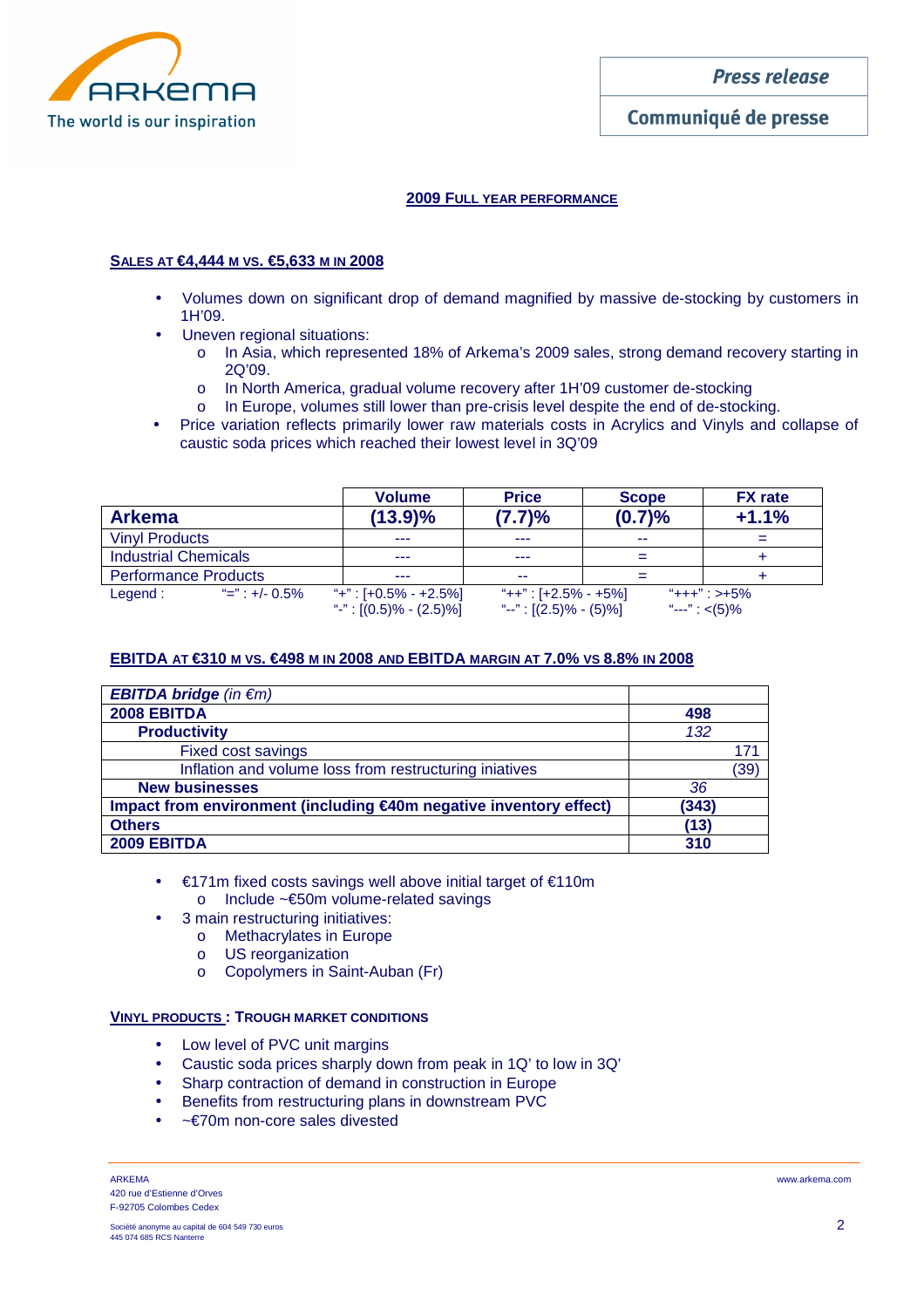## 2009 FULL YEAR PERFORMANCE

### SALES AT €4,444 M VS. €5,633 M IN 2008

- Volumes down on significant drop of demand magnified by massive de-stocking by customers in 1H'09.
- Uneven regional situations:
  - In Asia, which represented 18% of Arkema's 2009 sales, strong demand recovery starting in 2Q'09.
  - In North America, gradual volume recovery after 1H'09 customer de-stocking
  - In Europe, volumes still lower than pre-crisis level despite the end of de-stocking.
- Price variation reflects primarily lower raw materials costs in Acrylics and Vinyls and collapse of caustic soda prices which reached their lowest level in 3Q'09

| | Volume | Price | Scope | FX rate |
|---|---|---|---|---|
| **Arkema** | **(13.9)%** | **(7.7)%** | **(0.7)%** | **+1.1%** |
| Vinyl Products | --- | --- | -- | = |
| Industrial Chemicals | --- | --- | = | + |
| Performance Products | --- | -- | = | + |

Legend : "=" : +/- 0.5% ; "+" : [+0.5% - +2.5%] ; "-" : [(0.5)% - (2.5)%] ; "++" : [+2.5% - +5%] ; "--" : [(2.5)% - (5)%] ; "+++" : >+5% ; "---" : <(5)%

### EBITDA AT €310 M VS. €498 M IN 2008 AND EBITDA MARGIN AT 7.0% VS 8.8% IN 2008

| ***EBITDA bridge*** *(in €m)* | |
|---|---|
| **2008 EBITDA** | **498** |
| **Productivity** | *132* |
| Fixed cost savings | 171 |
| Inflation and volume loss from restructuring iniatives | (39) |
| **New businesses** | *36* |
| **Impact from environment (including €40m negative inventory effect)** | **(343)** |
| **Others** | **(13)** |
| **2009 EBITDA** | **310** |

- €171m fixed costs savings well above initial target of €110m
  - Include ~€50m volume-related savings
- 3 main restructuring initiatives:
  - Methacrylates in Europe
  - US reorganization
  - Copolymers in Saint-Auban (Fr)

### VINYL PRODUCTS : TROUGH MARKET CONDITIONS

- Low level of PVC unit margins
- Caustic soda prices sharply down from peak in 1Q' to low in 3Q'
- Sharp contraction of demand in construction in Europe
- Benefits from restructuring plans in downstream PVC
- ~€70m non-core sales divested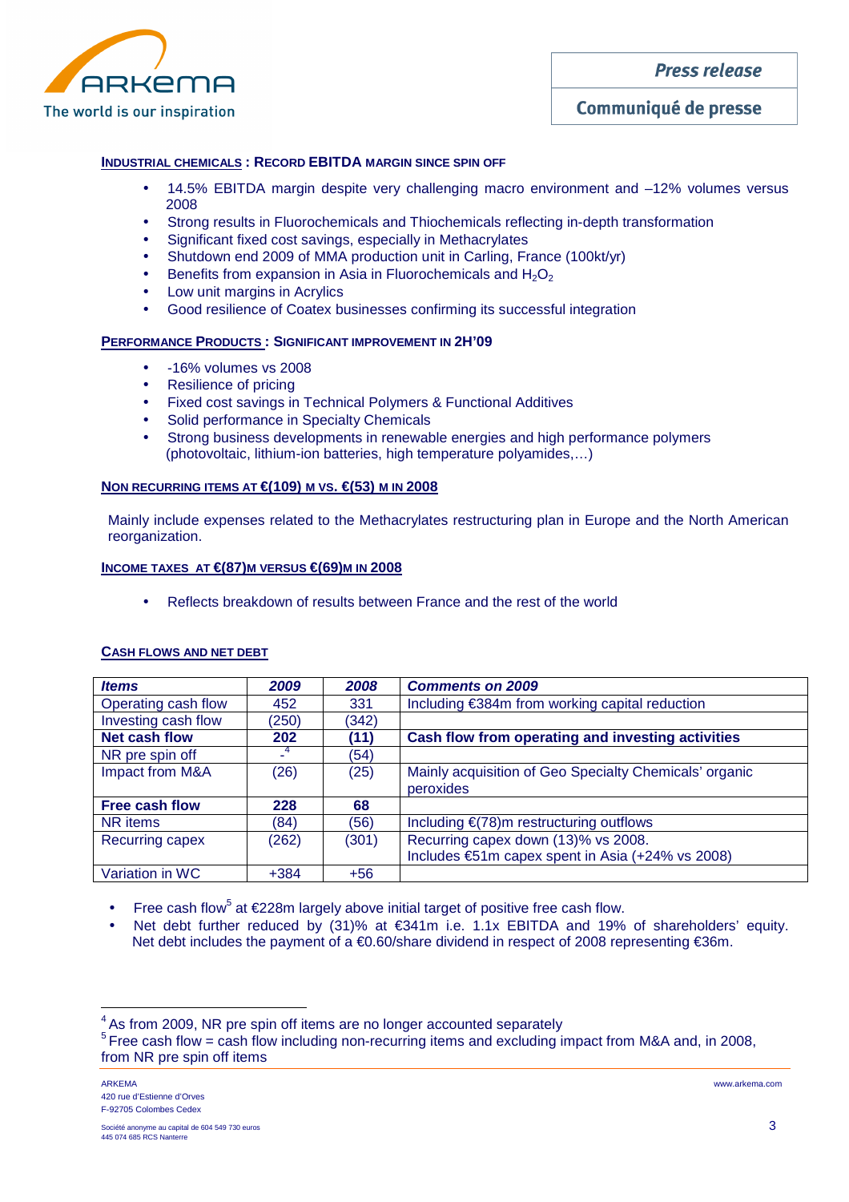### INDUSTRIAL CHEMICALS : RECORD EBITDA MARGIN SINCE SPIN OFF

- 14.5% EBITDA margin despite very challenging macro environment and –12% volumes versus 2008
- Strong results in Fluorochemicals and Thiochemicals reflecting in-depth transformation
- Significant fixed cost savings, especially in Methacrylates
- Shutdown end 2009 of MMA production unit in Carling, France (100kt/yr)
- Benefits from expansion in Asia in Fluorochemicals and $H_2O_2$
- Low unit margins in Acrylics
- Good resilience of Coatex businesses confirming its successful integration

### PERFORMANCE PRODUCTS : SIGNIFICANT IMPROVEMENT IN 2H'09

- -16% volumes vs 2008
- Resilience of pricing
- Fixed cost savings in Technical Polymers & Functional Additives
- Solid performance in Specialty Chemicals
- Strong business developments in renewable energies and high performance polymers (photovoltaic, lithium-ion batteries, high temperature polyamides,…)

### NON RECURRING ITEMS AT €(109) M VS. €(53) M IN 2008

Mainly include expenses related to the Methacrylates restructuring plan in Europe and the North American reorganization.

### INCOME TAXES AT €(87)M VERSUS €(69)M IN 2008

- Reflects breakdown of results between France and the rest of the world

### CASH FLOWS AND NET DEBT

| *Items* | *2009* | *2008* | *Comments on 2009* |
|---|---|---|---|
| Operating cash flow | 452 | 331 | Including €384m from working capital reduction |
| Investing cash flow | (250) | (342) | |
| **Net cash flow** | **202** | **(11)** | **Cash flow from operating and investing activities** |
| NR pre spin off | -[4] | (54) | |
| Impact from M&A | (26) | (25) | Mainly acquisition of Geo Specialty Chemicals' organic peroxides |
| **Free cash flow** | **228** | **68** | |
| NR items | (84) | (56) | Including €(78)m restructuring outflows |
| Recurring capex | (262) | (301) | Recurring capex down (13)% vs 2008. Includes €51m capex spent in Asia (+24% vs 2008) |
| Variation in WC | +384 | +56 | |

- Free cash flow[5] at €228m largely above initial target of positive free cash flow.
- Net debt further reduced by (31)% at €341m i.e. 1.1x EBITDA and 19% of shareholders' equity. Net debt includes the payment of a €0.60/share dividend in respect of 2008 representing €36m.

---

[4] As from 2009, NR pre spin off items are no longer accounted separately

[5] Free cash flow = cash flow including non-recurring items and excluding impact from M&A and, in 2008, from NR pre spin off items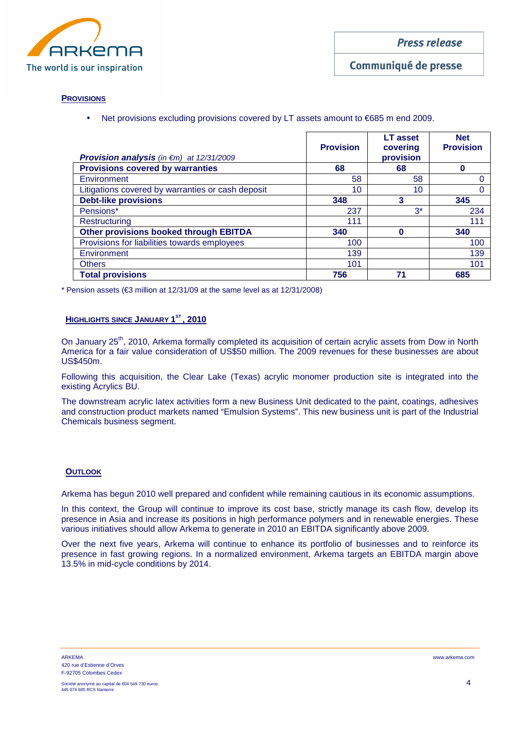## Provisions

- Net provisions excluding provisions covered by LT assets amount to €685 m end 2009.

| ***Provision analysis*** *(in €m) at 12/31/2009* | **Provision** | **LT asset covering provision** | **Net Provision** |
|---|---|---|---|
| **Provisions covered by warranties** | **68** | **68** | **0** |
| Environment | 58 | 58 | 0 |
| Litigations covered by warranties or cash deposit | 10 | 10 | 0 |
| **Debt-like provisions** | **348** | **3** | **345** |
| Pensions* | 237 | 3* | 234 |
| Restructuring | 111 | | 111 |
| **Other provisions booked through EBITDA** | **340** | **0** | **340** |
| Provisions for liabilities towards employees | 100 | | 100 |
| Environment | 139 | | 139 |
| Others | 101 | | 101 |
| **Total provisions** | **756** | **71** | **685** |

\* Pension assets (€3 million at 12/31/09 at the same level as at 12/31/2008)

## Highlights since January 1st, 2010

On January 25th, 2010, Arkema formally completed its acquisition of certain acrylic assets from Dow in North America for a fair value consideration of US$50 million. The 2009 revenues for these businesses are about US$450m.

Following this acquisition, the Clear Lake (Texas) acrylic monomer production site is integrated into the existing Acrylics BU.

The downstream acrylic latex activities form a new Business Unit dedicated to the paint, coatings, adhesives and construction product markets named "Emulsion Systems". This new business unit is part of the Industrial Chemicals business segment.

## Outlook

Arkema has begun 2010 well prepared and confident while remaining cautious in its economic assumptions.

In this context, the Group will continue to improve its cost base, strictly manage its cash flow, develop its presence in Asia and increase its positions in high performance polymers and in renewable energies. These various initiatives should allow Arkema to generate in 2010 an EBITDA significantly above 2009.

Over the next five years, Arkema will continue to enhance its portfolio of businesses and to reinforce its presence in fast growing regions. In a normalized environment, Arkema targets an EBITDA margin above 13.5% in mid-cycle conditions by 2014.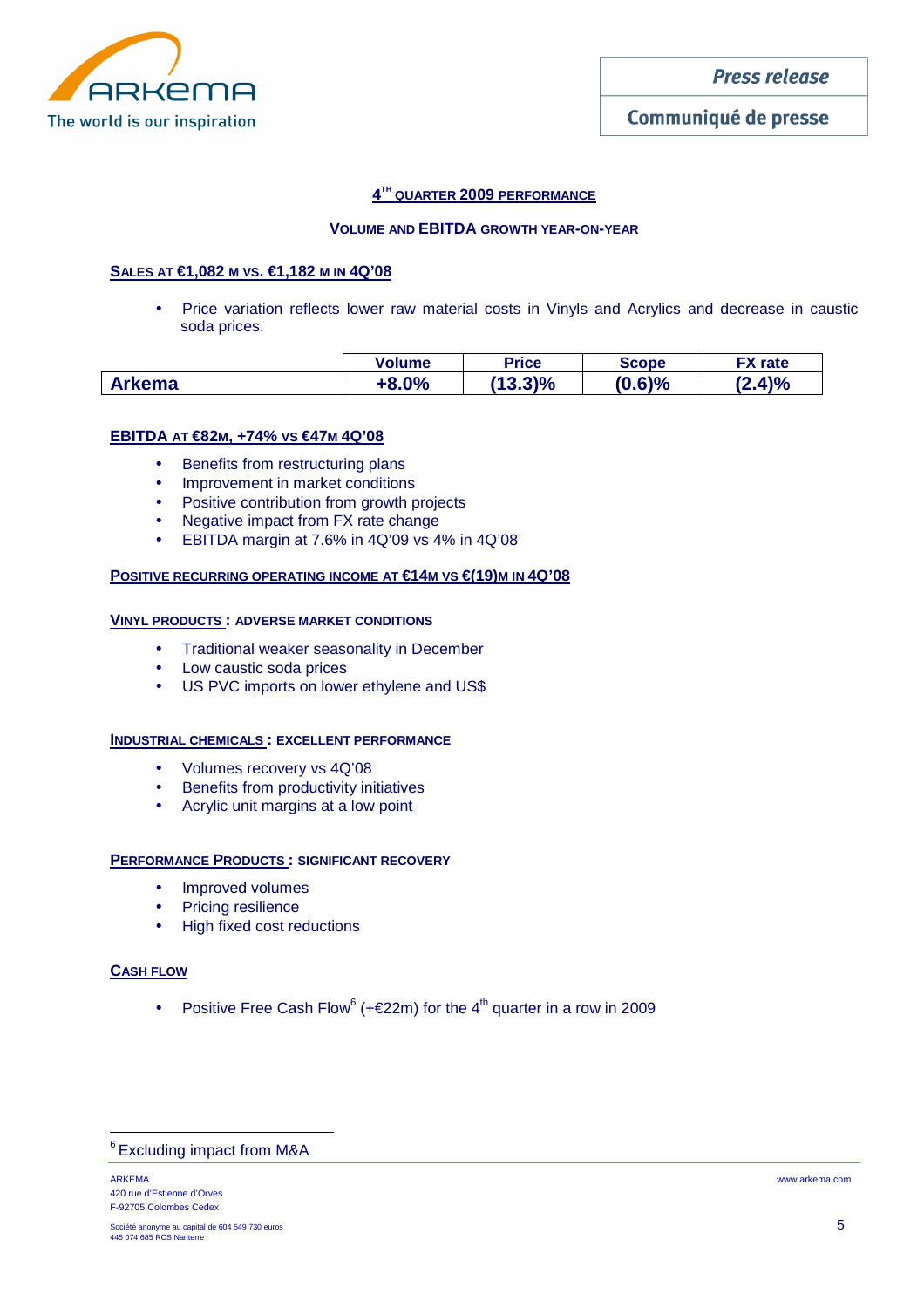## 4[TH] QUARTER 2009 PERFORMANCE

### VOLUME AND EBITDA GROWTH YEAR-ON-YEAR

**SALES AT €1,082 M VS. €1,182 M IN 4Q'08**

- Price variation reflects lower raw material costs in Vinyls and Acrylics and decrease in caustic soda prices.

| | Volume | Price | Scope | FX rate |
|---|---|---|---|---|
| **Arkema** | **+8.0%** | **(13.3)%** | **(0.6)%** | **(2.4)%** |

**EBITDA AT €82M, +74% VS €47M 4Q'08**

- Benefits from restructuring plans
- Improvement in market conditions
- Positive contribution from growth projects
- Negative impact from FX rate change
- EBITDA margin at 7.6% in 4Q'09 vs 4% in 4Q'08

**POSITIVE RECURRING OPERATING INCOME AT €14M VS €(19)M IN 4Q'08**

**VINYL PRODUCTS : ADVERSE MARKET CONDITIONS**

- Traditional weaker seasonality in December
- Low caustic soda prices
- US PVC imports on lower ethylene and US$

**INDUSTRIAL CHEMICALS : EXCELLENT PERFORMANCE**

- Volumes recovery vs 4Q'08
- Benefits from productivity initiatives
- Acrylic unit margins at a low point

**PERFORMANCE PRODUCTS : SIGNIFICANT RECOVERY**

- Improved volumes
- Pricing resilience
- High fixed cost reductions

**CASH FLOW**

- Positive Free Cash Flow[6] (+€22m) for the 4[th] quarter in a row in 2009

---

[6] Excluding impact from M&A

ARKEMA
420 rue d'Estienne d'Orves
F-92705 Colombes Cedex

Société anonyme au capital de 604 549 730 euros
445 074 685 RCS Nanterre

www.arkema.com